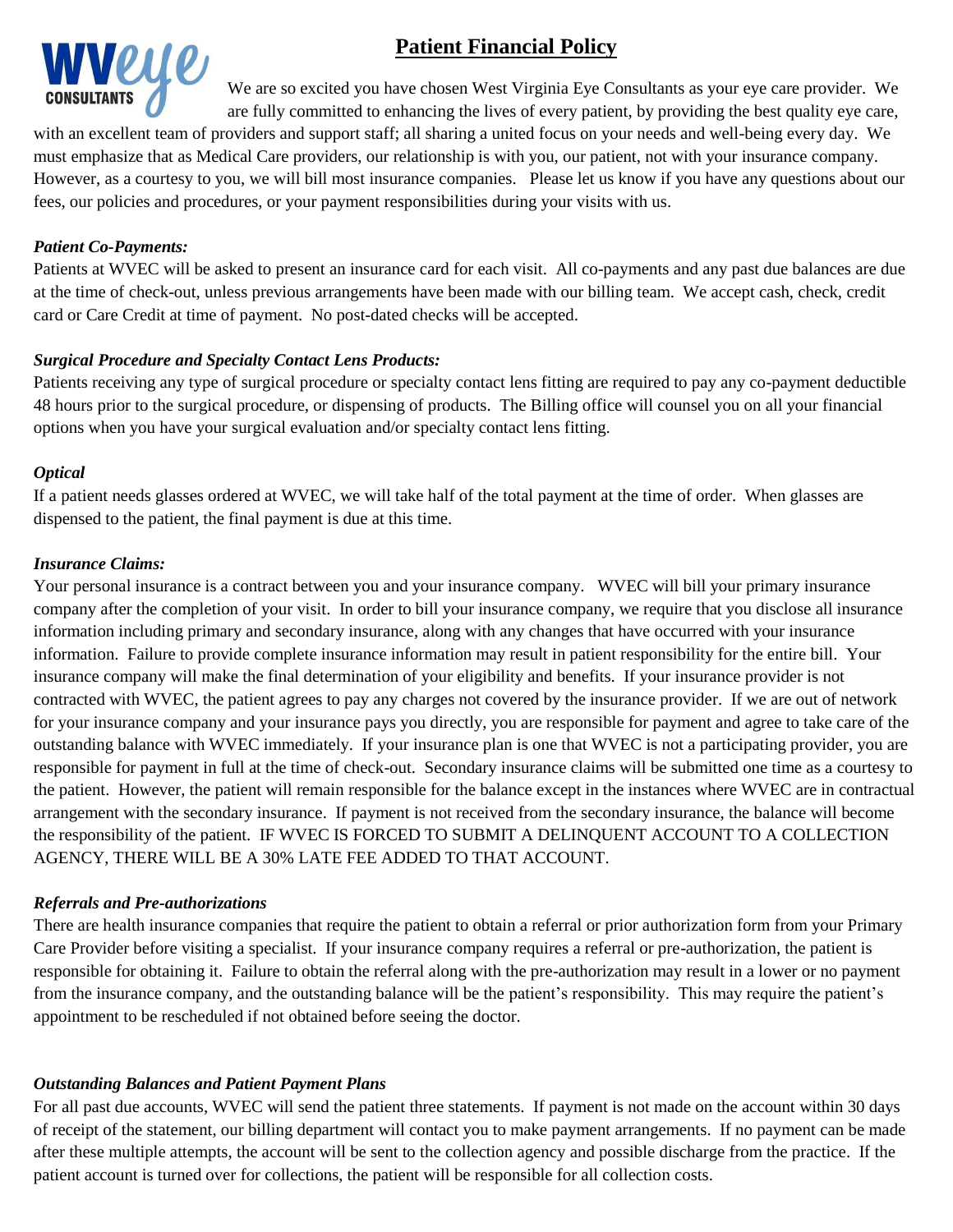# Patient Financial Policy

We are so excited you have chosen West Virginia Eye Consultants as your eye care provider. We are fully committed to enhancing the lives of every patient, by providing the best quality eye care, with an excellent team of providers and support staff; all sharing a united focus on your needs and well-being every day. We must emphasize that as Medical Care providers, our relationship is with you, our patient, not with your insurance company. However, as a courtesy to you, we will bill most insurance companies. Please let us know if you have any questions about our fees, our policies and procedures, or your payment responsibilities during your visits with us.

***Patient Co-Payments:***

Patients at WVEC will be asked to present an insurance card for each visit. All co-payments and any past due balances are due at the time of check-out, unless previous arrangements have been made with our billing team. We accept cash, check, credit card or Care Credit at time of payment. No post-dated checks will be accepted.

***Surgical Procedure and Specialty Contact Lens Products:***

Patients receiving any type of surgical procedure or specialty contact lens fitting are required to pay any co-payment deductible 48 hours prior to the surgical procedure, or dispensing of products. The Billing office will counsel you on all your financial options when you have your surgical evaluation and/or specialty contact lens fitting.

***Optical***

If a patient needs glasses ordered at WVEC, we will take half of the total payment at the time of order. When glasses are dispensed to the patient, the final payment is due at this time.

***Insurance Claims:***

Your personal insurance is a contract between you and your insurance company. WVEC will bill your primary insurance company after the completion of your visit. In order to bill your insurance company, we require that you disclose all insurance information including primary and secondary insurance, along with any changes that have occurred with your insurance information. Failure to provide complete insurance information may result in patient responsibility for the entire bill. Your insurance company will make the final determination of your eligibility and benefits. If your insurance provider is not contracted with WVEC, the patient agrees to pay any charges not covered by the insurance provider. If we are out of network for your insurance company and your insurance pays you directly, you are responsible for payment and agree to take care of the outstanding balance with WVEC immediately. If your insurance plan is one that WVEC is not a participating provider, you are responsible for payment in full at the time of check-out. Secondary insurance claims will be submitted one time as a courtesy to the patient. However, the patient will remain responsible for the balance except in the instances where WVEC are in contractual arrangement with the secondary insurance. If payment is not received from the secondary insurance, the balance will become the responsibility of the patient. IF WVEC IS FORCED TO SUBMIT A DELINQUENT ACCOUNT TO A COLLECTION AGENCY, THERE WILL BE A 30% LATE FEE ADDED TO THAT ACCOUNT.

***Referrals and Pre-authorizations***

There are health insurance companies that require the patient to obtain a referral or prior authorization form from your Primary Care Provider before visiting a specialist. If your insurance company requires a referral or pre-authorization, the patient is responsible for obtaining it. Failure to obtain the referral along with the pre-authorization may result in a lower or no payment from the insurance company, and the outstanding balance will be the patient's responsibility. This may require the patient's appointment to be rescheduled if not obtained before seeing the doctor.

***Outstanding Balances and Patient Payment Plans***

For all past due accounts, WVEC will send the patient three statements. If payment is not made on the account within 30 days of receipt of the statement, our billing department will contact you to make payment arrangements. If no payment can be made after these multiple attempts, the account will be sent to the collection agency and possible discharge from the practice. If the patient account is turned over for collections, the patient will be responsible for all collection costs.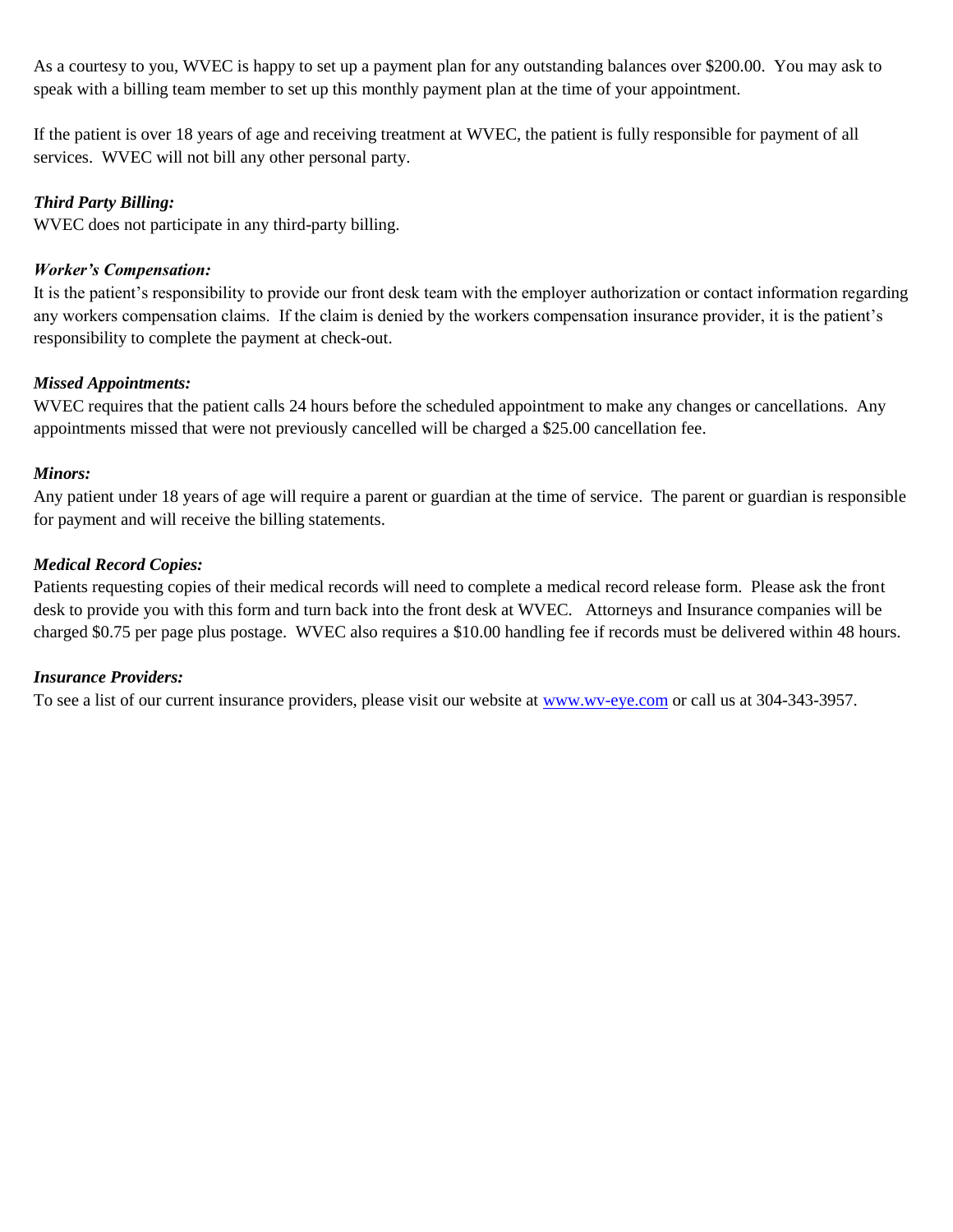As a courtesy to you, WVEC is happy to set up a payment plan for any outstanding balances over $200.00. You may ask to speak with a billing team member to set up this monthly payment plan at the time of your appointment.

If the patient is over 18 years of age and receiving treatment at WVEC, the patient is fully responsible for payment of all services. WVEC will not bill any other personal party.

***Third Party Billing:***

WVEC does not participate in any third-party billing.

***Worker's Compensation:***

It is the patient's responsibility to provide our front desk team with the employer authorization or contact information regarding any workers compensation claims. If the claim is denied by the workers compensation insurance provider, it is the patient's responsibility to complete the payment at check-out.

***Missed Appointments:***

WVEC requires that the patient calls 24 hours before the scheduled appointment to make any changes or cancellations. Any appointments missed that were not previously cancelled will be charged a $25.00 cancellation fee.

***Minors:***

Any patient under 18 years of age will require a parent or guardian at the time of service. The parent or guardian is responsible for payment and will receive the billing statements.

***Medical Record Copies:***

Patients requesting copies of their medical records will need to complete a medical record release form. Please ask the front desk to provide you with this form and turn back into the front desk at WVEC. Attorneys and Insurance companies will be charged $0.75 per page plus postage. WVEC also requires a $10.00 handling fee if records must be delivered within 48 hours.

***Insurance Providers:***

To see a list of our current insurance providers, please visit our website at [www.wv-eye.com](http://www.wv-eye.com) or call us at 304-343-3957.